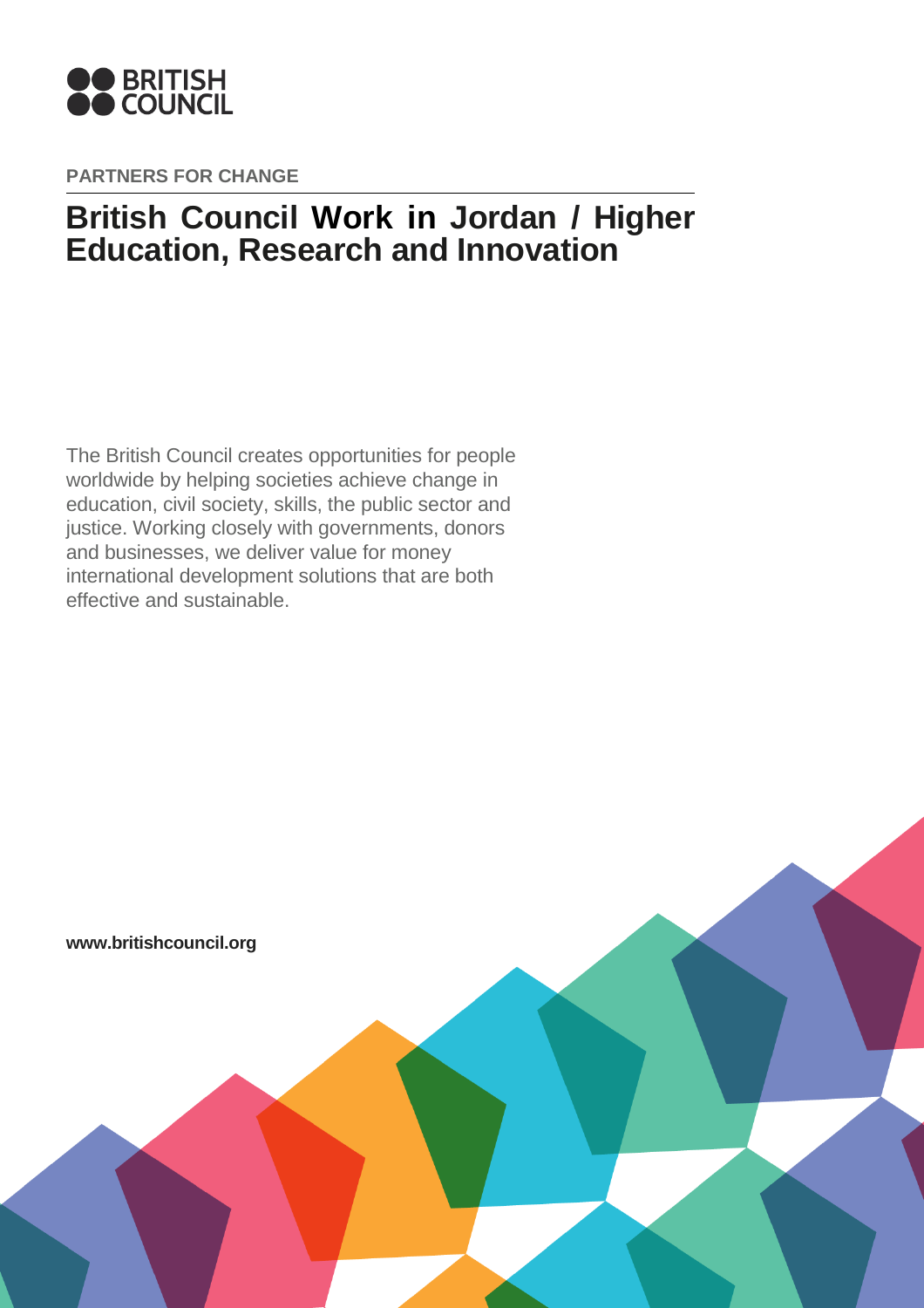BRITISH COUNCIL

PARTNERS FOR CHANGE

# British Council Work in Jordan / Higher Education, Research and Innovation

The British Council creates opportunities for people worldwide by helping societies achieve change in education, civil society, skills, the public sector and justice. Working closely with governments, donors and businesses, we deliver value for money international development solutions that are both effective and sustainable.

**www.britishcouncil.org**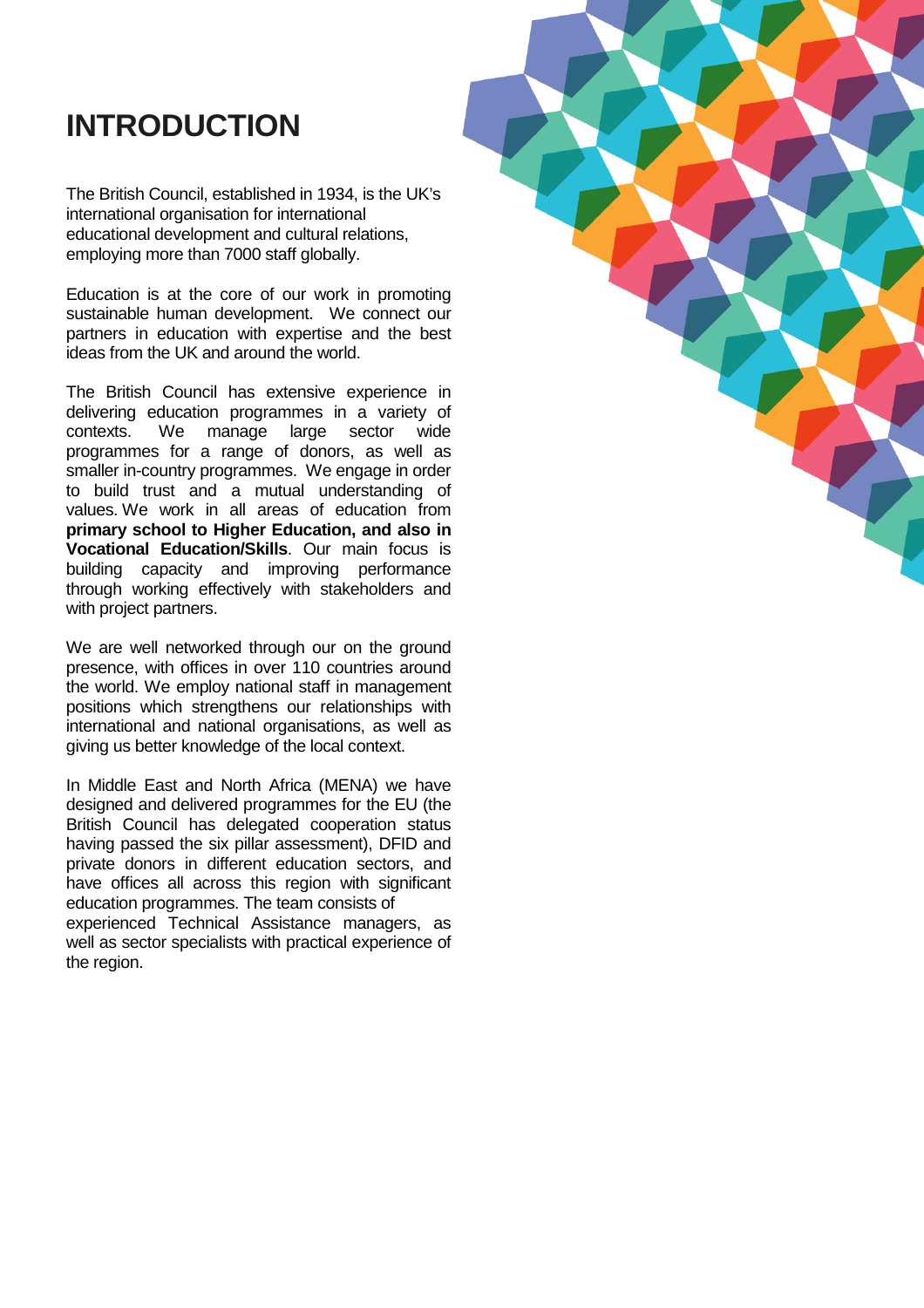# INTRODUCTION

The British Council, established in 1934, is the UK's international organisation for international educational development and cultural relations, employing more than 7000 staff globally.

Education is at the core of our work in promoting sustainable human development. We connect our partners in education with expertise and the best ideas from the UK and around the world.

The British Council has extensive experience in delivering education programmes in a variety of contexts. We manage large sector wide programmes for a range of donors, as well as smaller in-country programmes. We engage in order to build trust and a mutual understanding of values. We work in all areas of education from **primary school to Higher Education, and also in Vocational Education/Skills**. Our main focus is building capacity and improving performance through working effectively with stakeholders and with project partners.

We are well networked through our on the ground presence, with offices in over 110 countries around the world. We employ national staff in management positions which strengthens our relationships with international and national organisations, as well as giving us better knowledge of the local context.

In Middle East and North Africa (MENA) we have designed and delivered programmes for the EU (the British Council has delegated cooperation status having passed the six pillar assessment), DFID and private donors in different education sectors, and have offices all across this region with significant education programmes. The team consists of experienced Technical Assistance managers, as well as sector specialists with practical experience of the region.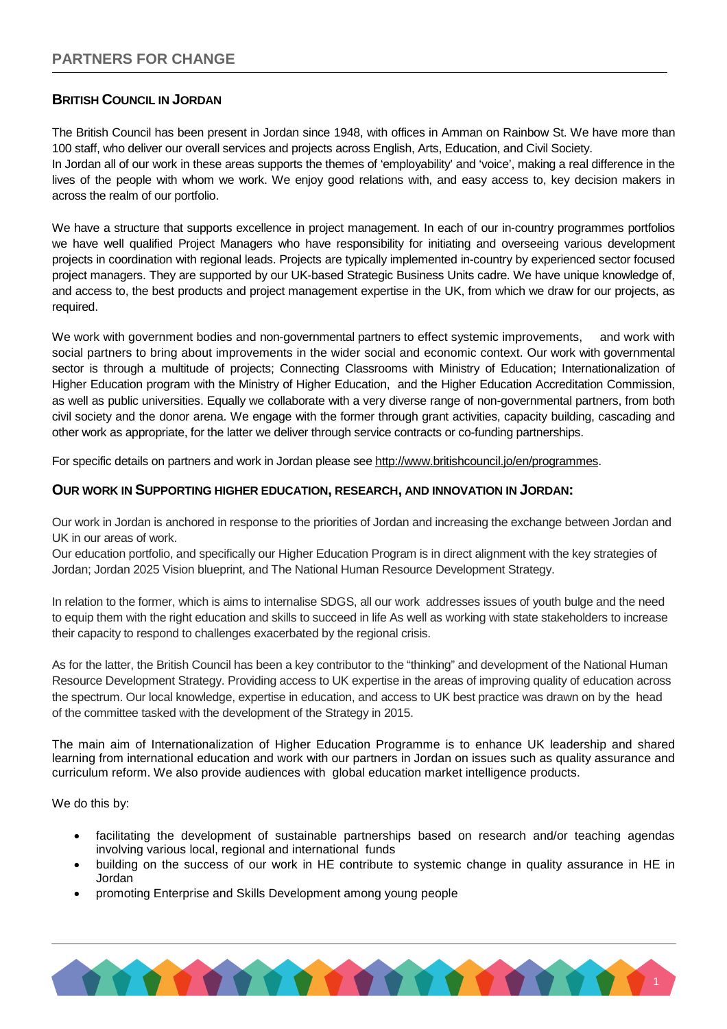## PARTNERS FOR CHANGE

### BRITISH COUNCIL IN JORDAN

The British Council has been present in Jordan since 1948, with offices in Amman on Rainbow St. We have more than 100 staff, who deliver our overall services and projects across English, Arts, Education, and Civil Society.
In Jordan all of our work in these areas supports the themes of 'employability' and 'voice', making a real difference in the lives of the people with whom we work. We enjoy good relations with, and easy access to, key decision makers in across the realm of our portfolio.

We have a structure that supports excellence in project management. In each of our in-country programmes portfolios we have well qualified Project Managers who have responsibility for initiating and overseeing various development projects in coordination with regional leads. Projects are typically implemented in-country by experienced sector focused project managers. They are supported by our UK-based Strategic Business Units cadre. We have unique knowledge of, and access to, the best products and project management expertise in the UK, from which we draw for our projects, as required.

We work with government bodies and non-governmental partners to effect systemic improvements, and work with social partners to bring about improvements in the wider social and economic context. Our work with governmental sector is through a multitude of projects; Connecting Classrooms with Ministry of Education; Internationalization of Higher Education program with the Ministry of Higher Education, and the Higher Education Accreditation Commission, as well as public universities. Equally we collaborate with a very diverse range of non-governmental partners, from both civil society and the donor arena. We engage with the former through grant activities, capacity building, cascading and other work as appropriate, for the latter we deliver through service contracts or co-funding partnerships.

For specific details on partners and work in Jordan please see http://www.britishcouncil.jo/en/programmes.

### OUR WORK IN SUPPORTING HIGHER EDUCATION, RESEARCH, AND INNOVATION IN JORDAN:

Our work in Jordan is anchored in response to the priorities of Jordan and increasing the exchange between Jordan and UK in our areas of work.
Our education portfolio, and specifically our Higher Education Program is in direct alignment with the key strategies of Jordan; Jordan 2025 Vision blueprint, and The National Human Resource Development Strategy.

In relation to the former, which is aims to internalise SDGS, all our work addresses issues of youth bulge and the need to equip them with the right education and skills to succeed in life As well as working with state stakeholders to increase their capacity to respond to challenges exacerbated by the regional crisis.

As for the latter, the British Council has been a key contributor to the "thinking" and development of the National Human Resource Development Strategy. Providing access to UK expertise in the areas of improving quality of education across the spectrum. Our local knowledge, expertise in education, and access to UK best practice was drawn on by the head of the committee tasked with the development of the Strategy in 2015.

The main aim of Internationalization of Higher Education Programme is to enhance UK leadership and shared learning from international education and work with our partners in Jordan on issues such as quality assurance and curriculum reform. We also provide audiences with global education market intelligence products.

We do this by:

- facilitating the development of sustainable partnerships based on research and/or teaching agendas involving various local, regional and international funds
- building on the success of our work in HE contribute to systemic change in quality assurance in HE in Jordan
- promoting Enterprise and Skills Development among young people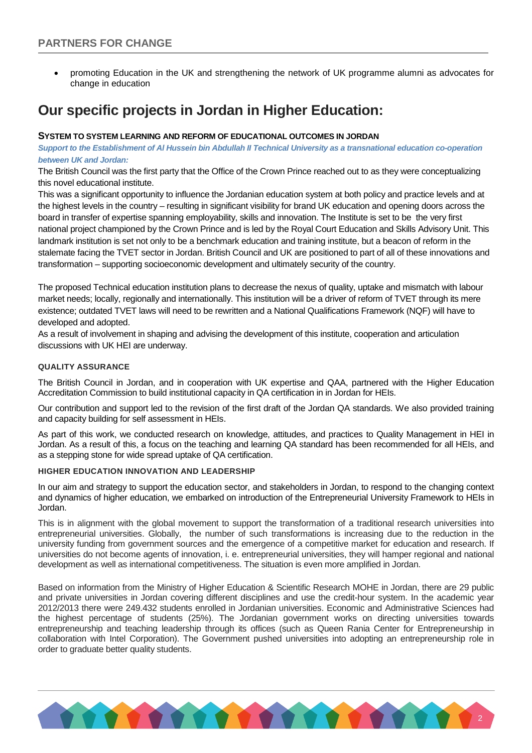- promoting Education in the UK and strengthening the network of UK programme alumni as advocates for change in education

# Our specific projects in Jordan in Higher Education:

### SYSTEM TO SYSTEM LEARNING AND REFORM OF EDUCATIONAL OUTCOMES IN JORDAN

***Support to the Establishment of Al Hussein bin Abdullah II Technical University as a transnational education co-operation between UK and Jordan:***

The British Council was the first party that the Office of the Crown Prince reached out to as they were conceptualizing this novel educational institute.

This was a significant opportunity to influence the Jordanian education system at both policy and practice levels and at the highest levels in the country – resulting in significant visibility for brand UK education and opening doors across the board in transfer of expertise spanning employability, skills and innovation. The Institute is set to be the very first national project championed by the Crown Prince and is led by the Royal Court Education and Skills Advisory Unit. This landmark institution is set not only to be a benchmark education and training institute, but a beacon of reform in the stalemate facing the TVET sector in Jordan. British Council and UK are positioned to part of all of these innovations and transformation – supporting socioeconomic development and ultimately security of the country.

The proposed Technical education institution plans to decrease the nexus of quality, uptake and mismatch with labour market needs; locally, regionally and internationally. This institution will be a driver of reform of TVET through its mere existence; outdated TVET laws will need to be rewritten and a National Qualifications Framework (NQF) will have to developed and adopted.

As a result of involvement in shaping and advising the development of this institute, cooperation and articulation discussions with UK HEI are underway.

### QUALITY ASSURANCE

The British Council in Jordan, and in cooperation with UK expertise and QAA, partnered with the Higher Education Accreditation Commission to build institutional capacity in QA certification in in Jordan for HEIs.

Our contribution and support led to the revision of the first draft of the Jordan QA standards. We also provided training and capacity building for self assessment in HEIs.

As part of this work, we conducted research on knowledge, attitudes, and practices to Quality Management in HEI in Jordan. As a result of this, a focus on the teaching and learning QA standard has been recommended for all HEIs, and as a stepping stone for wide spread uptake of QA certification.

### HIGHER EDUCATION INNOVATION AND LEADERSHIP

In our aim and strategy to support the education sector, and stakeholders in Jordan, to respond to the changing context and dynamics of higher education, we embarked on introduction of the Entrepreneurial University Framework to HEIs in Jordan.

This is in alignment with the global movement to support the transformation of a traditional research universities into entrepreneurial universities. Globally, the number of such transformations is increasing due to the reduction in the university funding from government sources and the emergence of a competitive market for education and research. If universities do not become agents of innovation, i. e. entrepreneurial universities, they will hamper regional and national development as well as international competitiveness. The situation is even more amplified in Jordan.

Based on information from the Ministry of Higher Education & Scientific Research MOHE in Jordan, there are 29 public and private universities in Jordan covering different disciplines and use the credit-hour system. In the academic year 2012/2013 there were 249.432 students enrolled in Jordanian universities. Economic and Administrative Sciences had the highest percentage of students (25%). The Jordanian government works on directing universities towards entrepreneurship and teaching leadership through its offices (such as Queen Rania Center for Entrepreneurship in collaboration with Intel Corporation). The Government pushed universities into adopting an entrepreneurship role in order to graduate better quality students.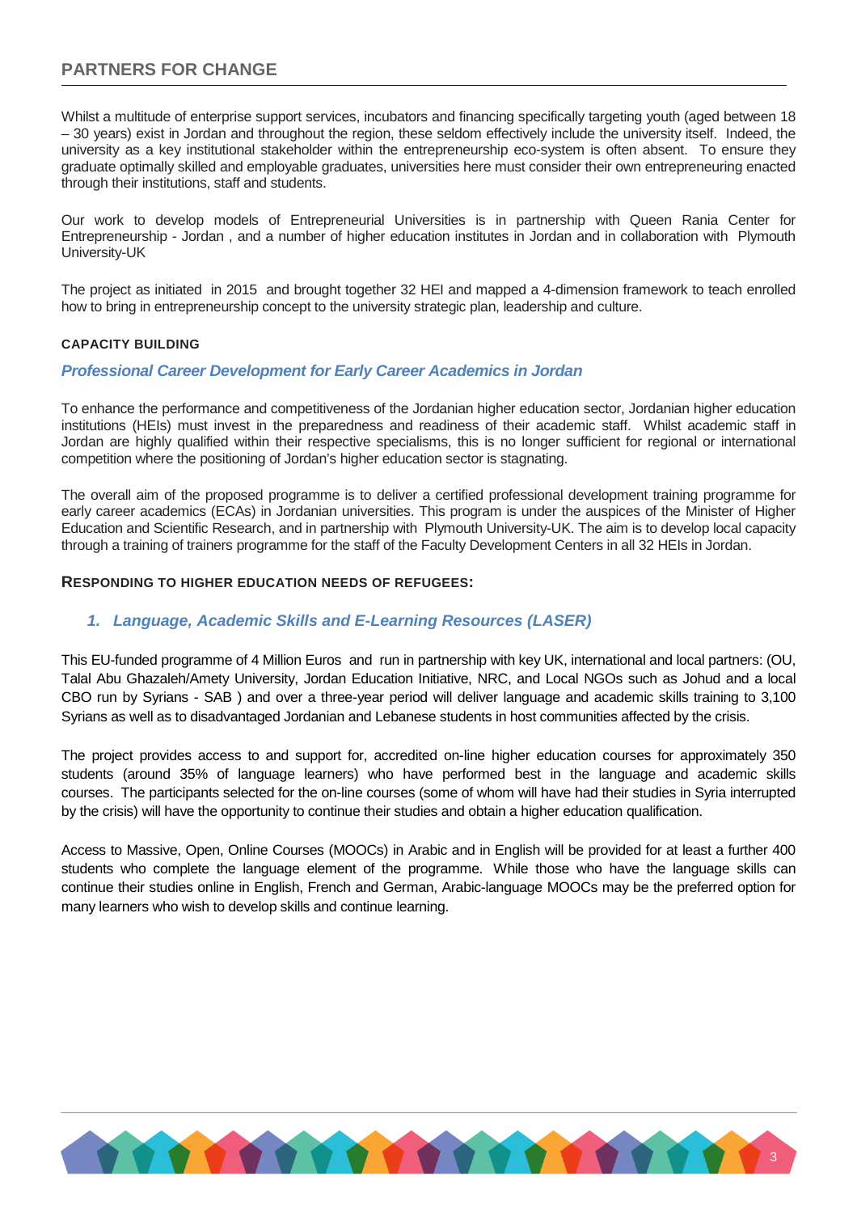## PARTNERS FOR CHANGE

Whilst a multitude of enterprise support services, incubators and financing specifically targeting youth (aged between 18 – 30 years) exist in Jordan and throughout the region, these seldom effectively include the university itself. Indeed, the university as a key institutional stakeholder within the entrepreneurship eco-system is often absent. To ensure they graduate optimally skilled and employable graduates, universities here must consider their own entrepreneuring enacted through their institutions, staff and students.

Our work to develop models of Entrepreneurial Universities is in partnership with Queen Rania Center for Entrepreneurship - Jordan , and a number of higher education institutes in Jordan and in collaboration with Plymouth University-UK

The project as initiated in 2015 and brought together 32 HEI and mapped a 4-dimension framework to teach enrolled how to bring in entrepreneurship concept to the university strategic plan, leadership and culture.

#### CAPACITY BUILDING

### *Professional Career Development for Early Career Academics in Jordan*

To enhance the performance and competitiveness of the Jordanian higher education sector, Jordanian higher education institutions (HEIs) must invest in the preparedness and readiness of their academic staff. Whilst academic staff in Jordan are highly qualified within their respective specialisms, this is no longer sufficient for regional or international competition where the positioning of Jordan's higher education sector is stagnating.

The overall aim of the proposed programme is to deliver a certified professional development training programme for early career academics (ECAs) in Jordanian universities. This program is under the auspices of the Minister of Higher Education and Scientific Research, and in partnership with Plymouth University-UK. The aim is to develop local capacity through a training of trainers programme for the staff of the Faculty Development Centers in all 32 HEIs in Jordan.

#### RESPONDING TO HIGHER EDUCATION NEEDS OF REFUGEES:

### *1. Language, Academic Skills and E-Learning Resources (LASER)*

This EU-funded programme of 4 Million Euros and run in partnership with key UK, international and local partners: (OU, Talal Abu Ghazaleh/Amety University, Jordan Education Initiative, NRC, and Local NGOs such as Johud and a local CBO run by Syrians - SAB ) and over a three-year period will deliver language and academic skills training to 3,100 Syrians as well as to disadvantaged Jordanian and Lebanese students in host communities affected by the crisis.

The project provides access to and support for, accredited on-line higher education courses for approximately 350 students (around 35% of language learners) who have performed best in the language and academic skills courses. The participants selected for the on-line courses (some of whom will have had their studies in Syria interrupted by the crisis) will have the opportunity to continue their studies and obtain a higher education qualification.

Access to Massive, Open, Online Courses (MOOCs) in Arabic and in English will be provided for at least a further 400 students who complete the language element of the programme. While those who have the language skills can continue their studies online in English, French and German, Arabic-language MOOCs may be the preferred option for many learners who wish to develop skills and continue learning.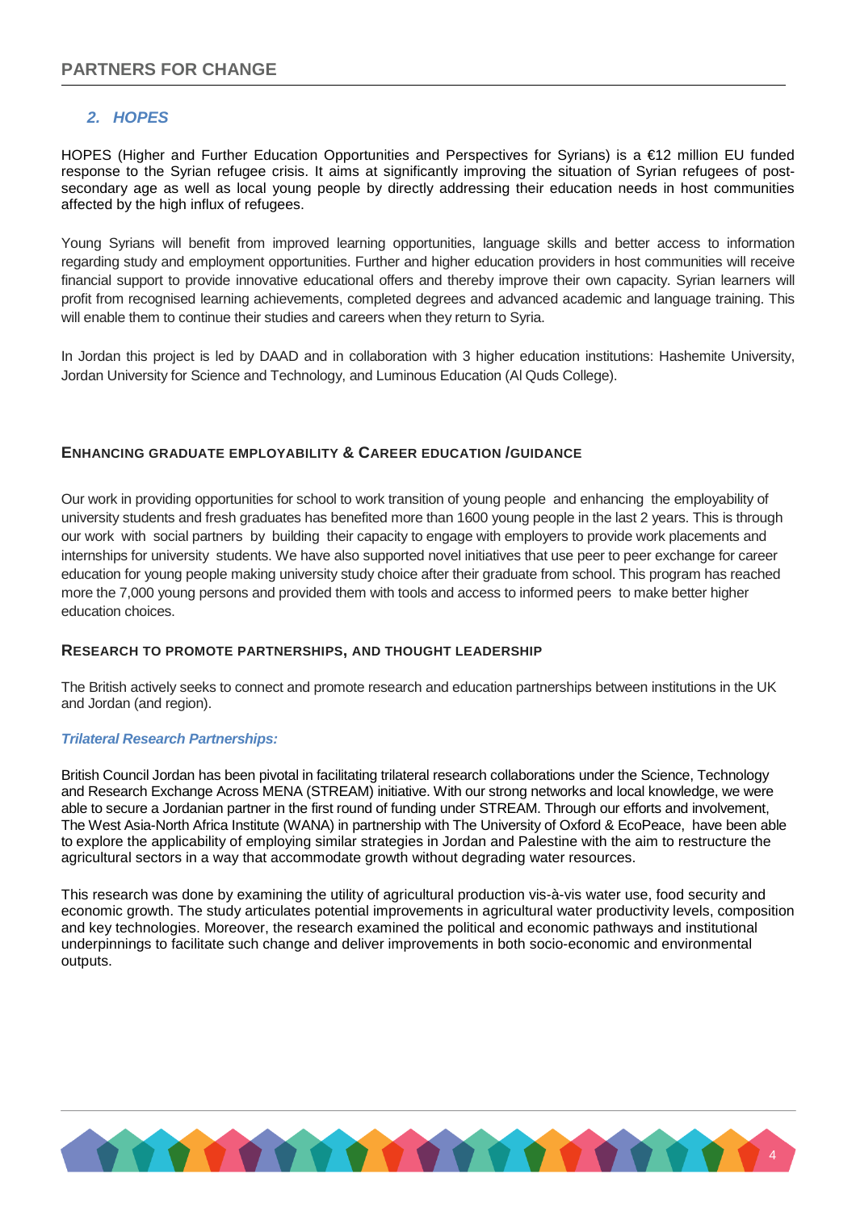## 2. *HOPES*

HOPES (Higher and Further Education Opportunities and Perspectives for Syrians) is a €12 million EU funded response to the Syrian refugee crisis. It aims at significantly improving the situation of Syrian refugees of post-secondary age as well as local young people by directly addressing their education needs in host communities affected by the high influx of refugees.

Young Syrians will benefit from improved learning opportunities, language skills and better access to information regarding study and employment opportunities. Further and higher education providers in host communities will receive financial support to provide innovative educational offers and thereby improve their own capacity. Syrian learners will profit from recognised learning achievements, completed degrees and advanced academic and language training. This will enable them to continue their studies and careers when they return to Syria.

In Jordan this project is led by DAAD and in collaboration with 3 higher education institutions: Hashemite University, Jordan University for Science and Technology, and Luminous Education (Al Quds College).

### ENHANCING GRADUATE EMPLOYABILITY & CAREER EDUCATION /GUIDANCE

Our work in providing opportunities for school to work transition of young people and enhancing the employability of university students and fresh graduates has benefited more than 1600 young people in the last 2 years. This is through our work with social partners by building their capacity to engage with employers to provide work placements and internships for university students. We have also supported novel initiatives that use peer to peer exchange for career education for young people making university study choice after their graduate from school. This program has reached more the 7,000 young persons and provided them with tools and access to informed peers to make better higher education choices.

### RESEARCH TO PROMOTE PARTNERSHIPS, AND THOUGHT LEADERSHIP

The British actively seeks to connect and promote research and education partnerships between institutions in the UK and Jordan (and region).

***Trilateral Research Partnerships:***

British Council Jordan has been pivotal in facilitating trilateral research collaborations under the Science, Technology and Research Exchange Across MENA (STREAM) initiative. With our strong networks and local knowledge, we were able to secure a Jordanian partner in the first round of funding under STREAM. Through our efforts and involvement, The West Asia-North Africa Institute (WANA) in partnership with The University of Oxford & EcoPeace, have been able to explore the applicability of employing similar strategies in Jordan and Palestine with the aim to restructure the agricultural sectors in a way that accommodate growth without degrading water resources.

This research was done by examining the utility of agricultural production vis-à-vis water use, food security and economic growth. The study articulates potential improvements in agricultural water productivity levels, composition and key technologies. Moreover, the research examined the political and economic pathways and institutional underpinnings to facilitate such change and deliver improvements in both socio-economic and environmental outputs.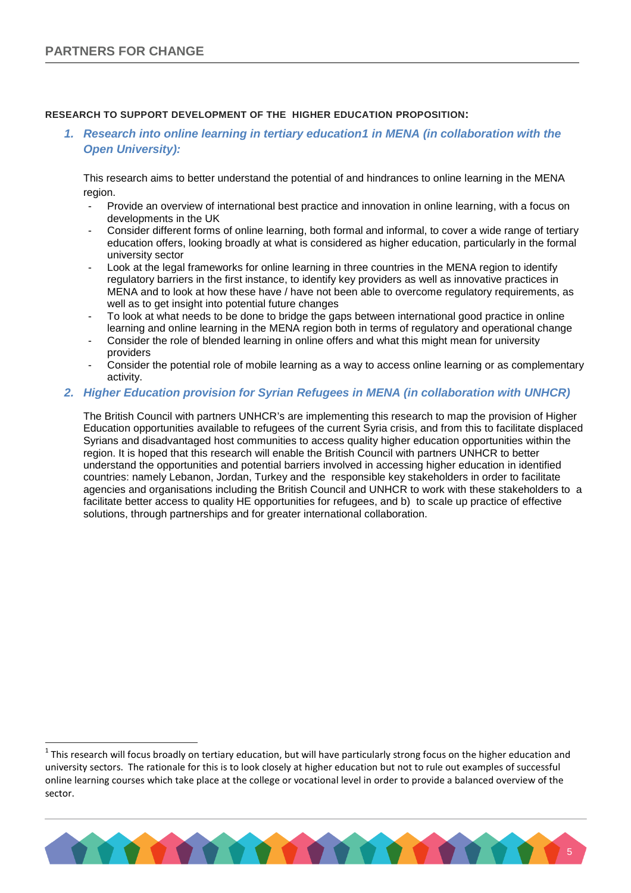**RESEARCH TO SUPPORT DEVELOPMENT OF THE HIGHER EDUCATION PROPOSITION:**

1. ***Research into online learning in tertiary education[1] in MENA (in collaboration with the Open University):***

   This research aims to better understand the potential of and hindrances to online learning in the MENA region.

   - Provide an overview of international best practice and innovation in online learning, with a focus on developments in the UK
   - Consider different forms of online learning, both formal and informal, to cover a wide range of tertiary education offers, looking broadly at what is considered as higher education, particularly in the formal university sector
   - Look at the legal frameworks for online learning in three countries in the MENA region to identify regulatory barriers in the first instance, to identify key providers as well as innovative practices in MENA and to look at how these have / have not been able to overcome regulatory requirements, as well as to get insight into potential future changes
   - To look at what needs to be done to bridge the gaps between international good practice in online learning and online learning in the MENA region both in terms of regulatory and operational change
   - Consider the role of blended learning in online offers and what this might mean for university providers
   - Consider the potential role of mobile learning as a way to access online learning or as complementary activity.

2. ***Higher Education provision for Syrian Refugees in MENA (in collaboration with UNHCR)***

   The British Council with partners UNHCR's are implementing this research to map the provision of Higher Education opportunities available to refugees of the current Syria crisis, and from this to facilitate displaced Syrians and disadvantaged host communities to access quality higher education opportunities within the region. It is hoped that this research will enable the British Council with partners UNHCR to better understand the opportunities and potential barriers involved in accessing higher education in identified countries: namely Lebanon, Jordan, Turkey and the responsible key stakeholders in order to facilitate agencies and organisations including the British Council and UNHCR to work with these stakeholders to a facilitate better access to quality HE opportunities for refugees, and b) to scale up practice of effective solutions, through partnerships and for greater international collaboration.

---

[1] This research will focus broadly on tertiary education, but will have particularly strong focus on the higher education and university sectors. The rationale for this is to look closely at higher education but not to rule out examples of successful online learning courses which take place at the college or vocational level in order to provide a balanced overview of the sector.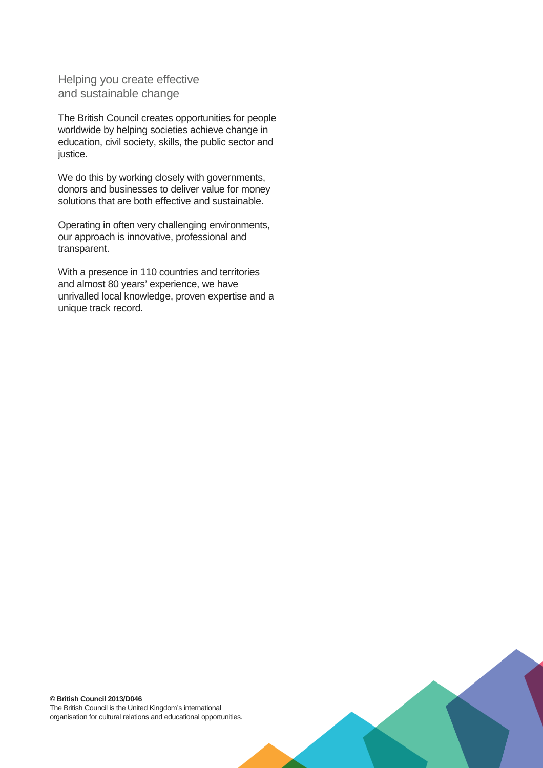## Helping you create effective and sustainable change

The British Council creates opportunities for people worldwide by helping societies achieve change in education, civil society, skills, the public sector and justice.

We do this by working closely with governments, donors and businesses to deliver value for money solutions that are both effective and sustainable.

Operating in often very challenging environments, our approach is innovative, professional and transparent.

With a presence in 110 countries and territories and almost 80 years' experience, we have unrivalled local knowledge, proven expertise and a unique track record.

**© British Council 2013/D046**
The British Council is the United Kingdom's international organisation for cultural relations and educational opportunities.